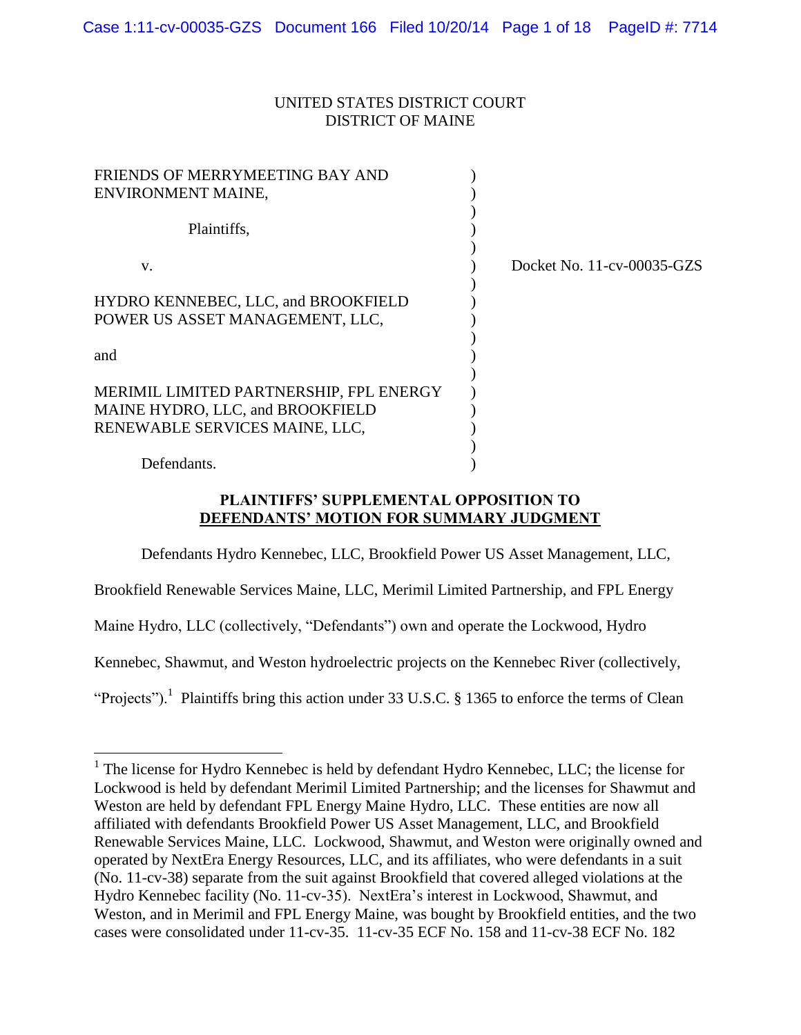UNITED STATES DISTRICT COURT
DISTRICT OF MAINE

FRIENDS OF MERRYMEETING BAY AND ENVIRONMENT MAINE,

Plaintiffs,

v.

HYDRO KENNEBEC, LLC, and BROOKFIELD POWER US ASSET MANAGEMENT, LLC,

and

MERIMIL LIMITED PARTNERSHIP, FPL ENERGY MAINE HYDRO, LLC, and BROOKFIELD RENEWABLE SERVICES MAINE, LLC,

Defendants.

Docket No. 11-cv-00035-GZS

**PLAINTIFFS' SUPPLEMENTAL OPPOSITION TO DEFENDANTS' MOTION FOR SUMMARY JUDGMENT**

Defendants Hydro Kennebec, LLC, Brookfield Power US Asset Management, LLC, Brookfield Renewable Services Maine, LLC, Merimil Limited Partnership, and FPL Energy Maine Hydro, LLC (collectively, "Defendants") own and operate the Lockwood, Hydro Kennebec, Shawmut, and Weston hydroelectric projects on the Kennebec River (collectively, "Projects").[1] Plaintiffs bring this action under 33 U.S.C. § 1365 to enforce the terms of Clean

---

[1] The license for Hydro Kennebec is held by defendant Hydro Kennebec, LLC; the license for Lockwood is held by defendant Merimil Limited Partnership; and the licenses for Shawmut and Weston are held by defendant FPL Energy Maine Hydro, LLC. These entities are now all affiliated with defendants Brookfield Power US Asset Management, LLC, and Brookfield Renewable Services Maine, LLC. Lockwood, Shawmut, and Weston were originally owned and operated by NextEra Energy Resources, LLC, and its affiliates, who were defendants in a suit (No. 11-cv-38) separate from the suit against Brookfield that covered alleged violations at the Hydro Kennebec facility (No. 11-cv-35). NextEra's interest in Lockwood, Shawmut, and Weston, and in Merimil and FPL Energy Maine, was bought by Brookfield entities, and the two cases were consolidated under 11-cv-35. 11-cv-35 ECF No. 158 and 11-cv-38 ECF No. 182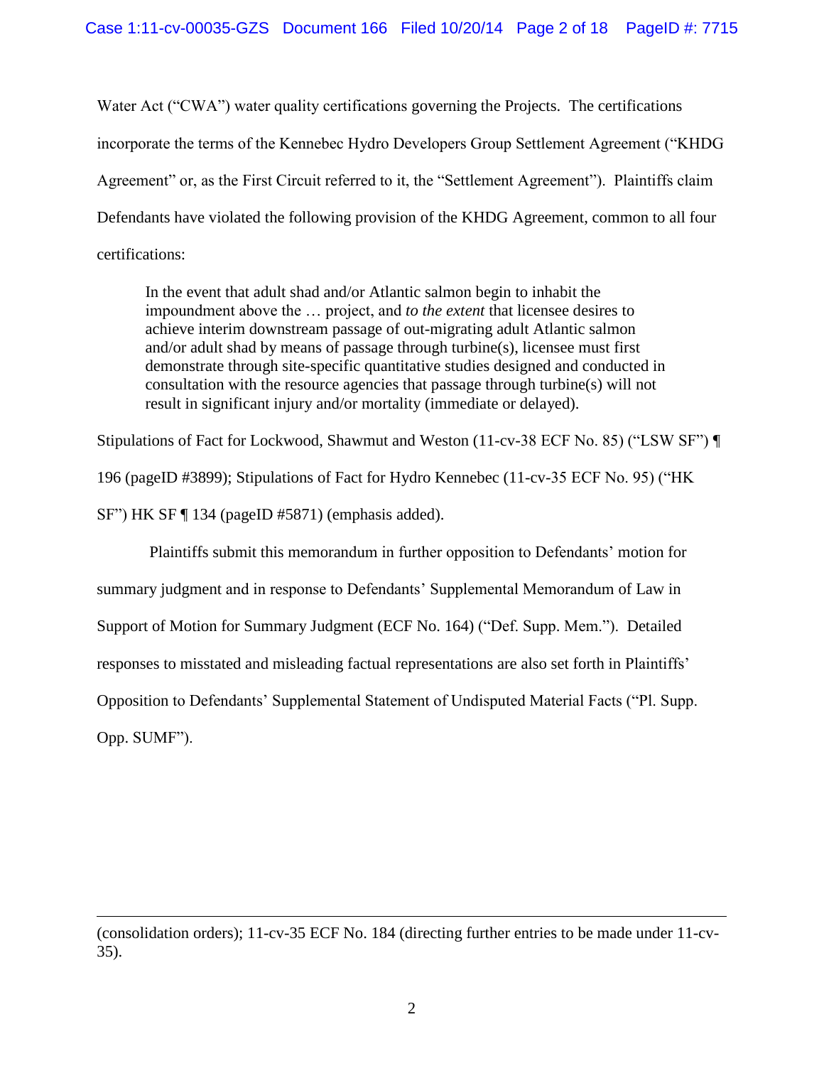Water Act ("CWA") water quality certifications governing the Projects. The certifications incorporate the terms of the Kennebec Hydro Developers Group Settlement Agreement ("KHDG Agreement" or, as the First Circuit referred to it, the "Settlement Agreement"). Plaintiffs claim Defendants have violated the following provision of the KHDG Agreement, common to all four certifications:

> In the event that adult shad and/or Atlantic salmon begin to inhabit the impoundment above the … project, and *to the extent* that licensee desires to achieve interim downstream passage of out-migrating adult Atlantic salmon and/or adult shad by means of passage through turbine(s), licensee must first demonstrate through site-specific quantitative studies designed and conducted in consultation with the resource agencies that passage through turbine(s) will not result in significant injury and/or mortality (immediate or delayed).

Stipulations of Fact for Lockwood, Shawmut and Weston (11-cv-38 ECF No. 85) ("LSW SF") ¶ 196 (pageID #3899); Stipulations of Fact for Hydro Kennebec (11-cv-35 ECF No. 95) ("HK SF") HK SF ¶ 134 (pageID #5871) (emphasis added).

Plaintiffs submit this memorandum in further opposition to Defendants' motion for summary judgment and in response to Defendants' Supplemental Memorandum of Law in Support of Motion for Summary Judgment (ECF No. 164) ("Def. Supp. Mem."). Detailed responses to misstated and misleading factual representations are also set forth in Plaintiffs' Opposition to Defendants' Supplemental Statement of Undisputed Material Facts ("Pl. Supp. Opp. SUMF").

---

(consolidation orders); 11-cv-35 ECF No. 184 (directing further entries to be made under 11-cv-35).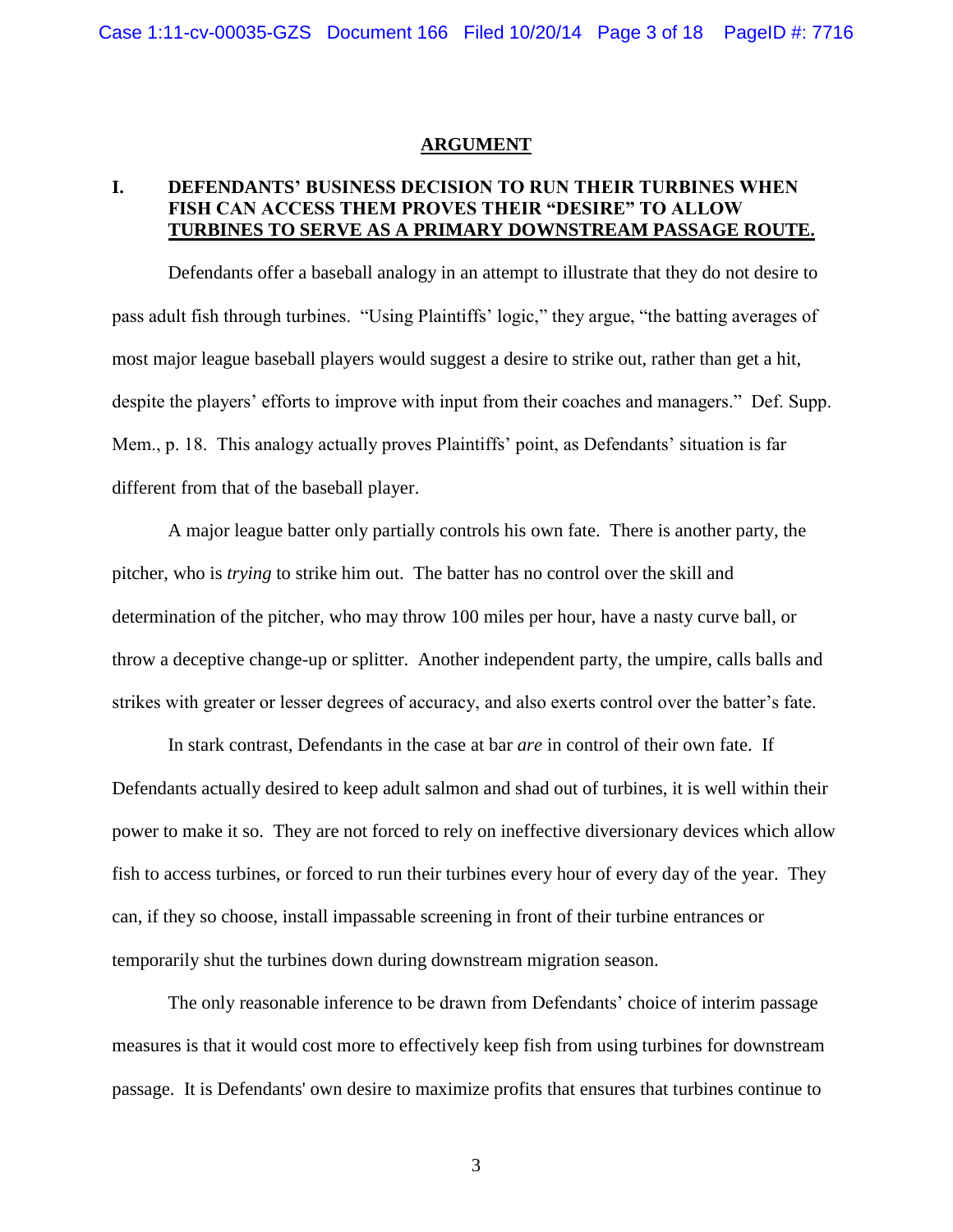## ARGUMENT

### I. DEFENDANTS' BUSINESS DECISION TO RUN THEIR TURBINES WHEN FISH CAN ACCESS THEM PROVES THEIR "DESIRE" TO ALLOW TURBINES TO SERVE AS A PRIMARY DOWNSTREAM PASSAGE ROUTE.

Defendants offer a baseball analogy in an attempt to illustrate that they do not desire to pass adult fish through turbines. "Using Plaintiffs' logic," they argue, "the batting averages of most major league baseball players would suggest a desire to strike out, rather than get a hit, despite the players' efforts to improve with input from their coaches and managers." Def. Supp. Mem., p. 18. This analogy actually proves Plaintiffs' point, as Defendants' situation is far different from that of the baseball player.

A major league batter only partially controls his own fate. There is another party, the pitcher, who is *trying* to strike him out. The batter has no control over the skill and determination of the pitcher, who may throw 100 miles per hour, have a nasty curve ball, or throw a deceptive change-up or splitter. Another independent party, the umpire, calls balls and strikes with greater or lesser degrees of accuracy, and also exerts control over the batter's fate.

In stark contrast, Defendants in the case at bar *are* in control of their own fate. If Defendants actually desired to keep adult salmon and shad out of turbines, it is well within their power to make it so. They are not forced to rely on ineffective diversionary devices which allow fish to access turbines, or forced to run their turbines every hour of every day of the year. They can, if they so choose, install impassable screening in front of their turbine entrances or temporarily shut the turbines down during downstream migration season.

The only reasonable inference to be drawn from Defendants' choice of interim passage measures is that it would cost more to effectively keep fish from using turbines for downstream passage. It is Defendants' own desire to maximize profits that ensures that turbines continue to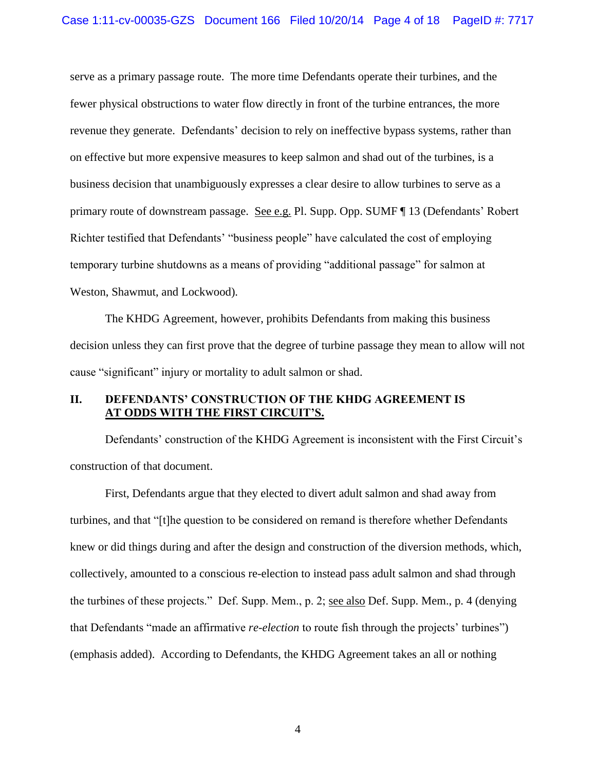serve as a primary passage route. The more time Defendants operate their turbines, and the fewer physical obstructions to water flow directly in front of the turbine entrances, the more revenue they generate. Defendants' decision to rely on ineffective bypass systems, rather than on effective but more expensive measures to keep salmon and shad out of the turbines, is a business decision that unambiguously expresses a clear desire to allow turbines to serve as a primary route of downstream passage. See e.g. Pl. Supp. Opp. SUMF ¶ 13 (Defendants' Robert Richter testified that Defendants' "business people" have calculated the cost of employing temporary turbine shutdowns as a means of providing "additional passage" for salmon at Weston, Shawmut, and Lockwood).

The KHDG Agreement, however, prohibits Defendants from making this business decision unless they can first prove that the degree of turbine passage they mean to allow will not cause "significant" injury or mortality to adult salmon or shad.

## II. DEFENDANTS' CONSTRUCTION OF THE KHDG AGREEMENT IS AT ODDS WITH THE FIRST CIRCUIT'S.

Defendants' construction of the KHDG Agreement is inconsistent with the First Circuit's construction of that document.

First, Defendants argue that they elected to divert adult salmon and shad away from turbines, and that "[t]he question to be considered on remand is therefore whether Defendants knew or did things during and after the design and construction of the diversion methods, which, collectively, amounted to a conscious re-election to instead pass adult salmon and shad through the turbines of these projects." Def. Supp. Mem., p. 2; see also Def. Supp. Mem., p. 4 (denying that Defendants "made an affirmative *re-election* to route fish through the projects' turbines") (emphasis added). According to Defendants, the KHDG Agreement takes an all or nothing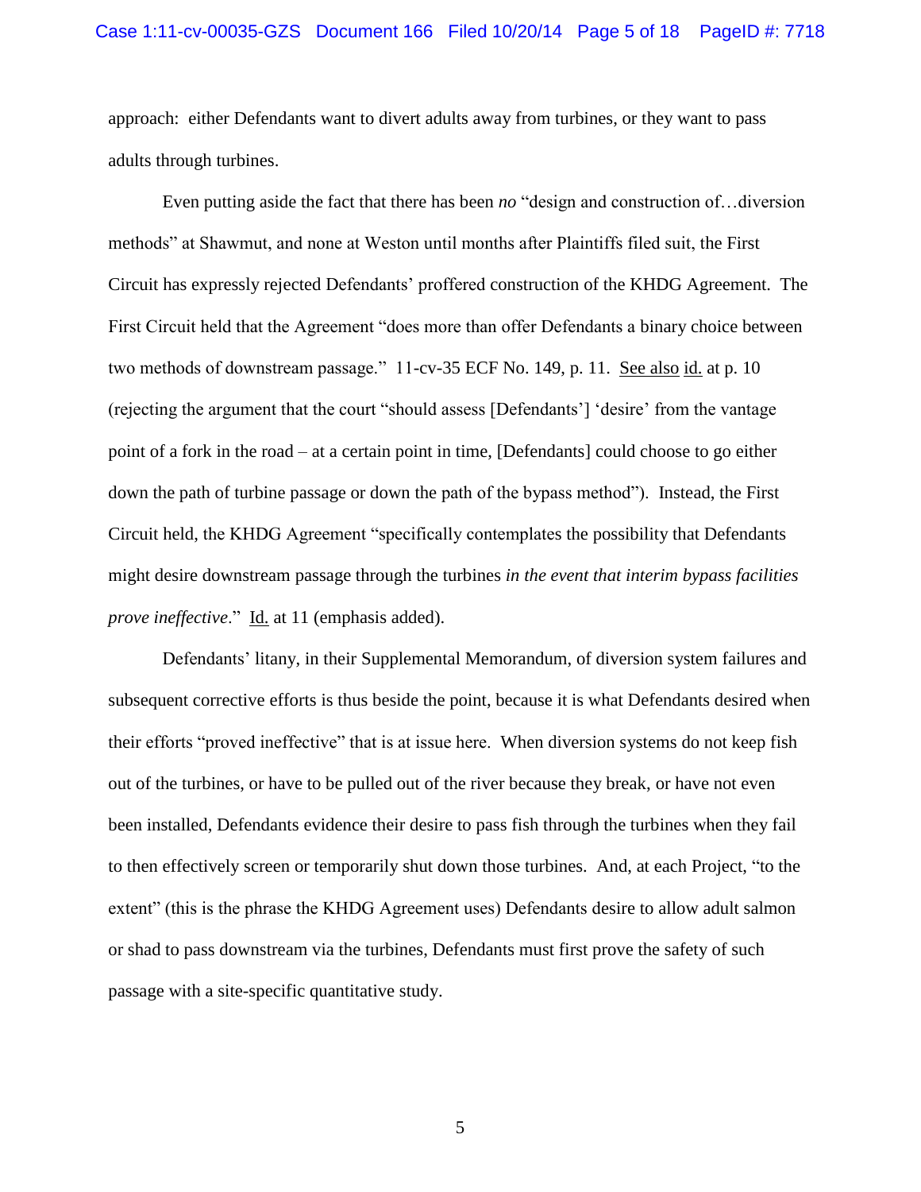approach: either Defendants want to divert adults away from turbines, or they want to pass adults through turbines.

Even putting aside the fact that there has been *no* "design and construction of…diversion methods" at Shawmut, and none at Weston until months after Plaintiffs filed suit, the First Circuit has expressly rejected Defendants' proffered construction of the KHDG Agreement. The First Circuit held that the Agreement "does more than offer Defendants a binary choice between two methods of downstream passage." 11-cv-35 ECF No. 149, p. 11. See also id. at p. 10 (rejecting the argument that the court "should assess [Defendants'] 'desire' from the vantage point of a fork in the road – at a certain point in time, [Defendants] could choose to go either down the path of turbine passage or down the path of the bypass method"). Instead, the First Circuit held, the KHDG Agreement "specifically contemplates the possibility that Defendants might desire downstream passage through the turbines *in the event that interim bypass facilities prove ineffective*." Id. at 11 (emphasis added).

Defendants' litany, in their Supplemental Memorandum, of diversion system failures and subsequent corrective efforts is thus beside the point, because it is what Defendants desired when their efforts "proved ineffective" that is at issue here. When diversion systems do not keep fish out of the turbines, or have to be pulled out of the river because they break, or have not even been installed, Defendants evidence their desire to pass fish through the turbines when they fail to then effectively screen or temporarily shut down those turbines. And, at each Project, "to the extent" (this is the phrase the KHDG Agreement uses) Defendants desire to allow adult salmon or shad to pass downstream via the turbines, Defendants must first prove the safety of such passage with a site-specific quantitative study.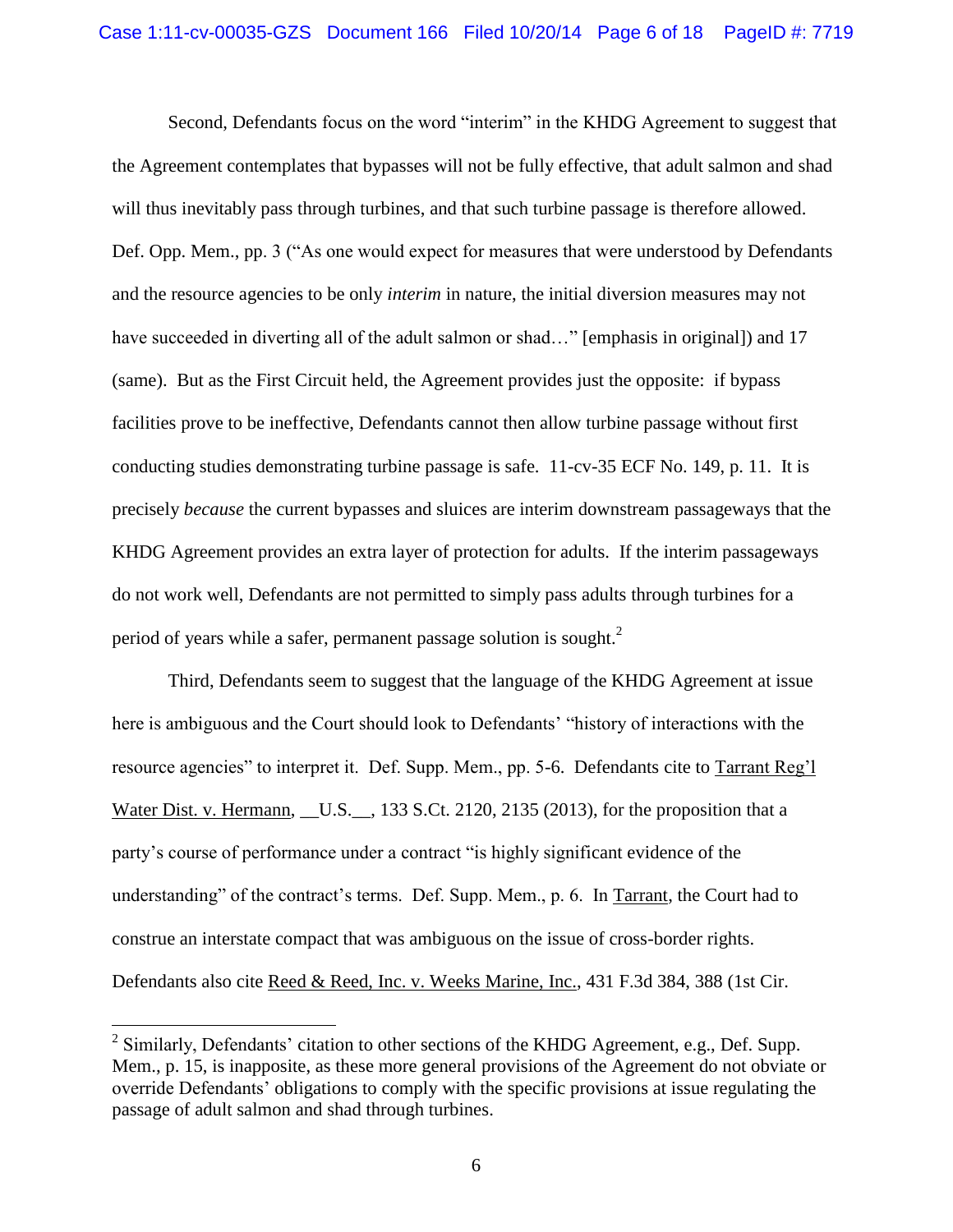Second, Defendants focus on the word "interim" in the KHDG Agreement to suggest that the Agreement contemplates that bypasses will not be fully effective, that adult salmon and shad will thus inevitably pass through turbines, and that such turbine passage is therefore allowed. Def. Opp. Mem., pp. 3 ("As one would expect for measures that were understood by Defendants and the resource agencies to be only *interim* in nature, the initial diversion measures may not have succeeded in diverting all of the adult salmon or shad…" [emphasis in original]) and 17 (same). But as the First Circuit held, the Agreement provides just the opposite: if bypass facilities prove to be ineffective, Defendants cannot then allow turbine passage without first conducting studies demonstrating turbine passage is safe. 11-cv-35 ECF No. 149, p. 11. It is precisely *because* the current bypasses and sluices are interim downstream passageways that the KHDG Agreement provides an extra layer of protection for adults. If the interim passageways do not work well, Defendants are not permitted to simply pass adults through turbines for a period of years while a safer, permanent passage solution is sought.[2]

Third, Defendants seem to suggest that the language of the KHDG Agreement at issue here is ambiguous and the Court should look to Defendants' "history of interactions with the resource agencies" to interpret it. Def. Supp. Mem., pp. 5-6. Defendants cite to Tarrant Reg'l Water Dist. v. Hermann, __U.S.__, 133 S.Ct. 2120, 2135 (2013), for the proposition that a party's course of performance under a contract "is highly significant evidence of the understanding" of the contract's terms. Def. Supp. Mem., p. 6. In Tarrant, the Court had to construe an interstate compact that was ambiguous on the issue of cross-border rights. Defendants also cite Reed & Reed, Inc. v. Weeks Marine, Inc., 431 F.3d 384, 388 (1st Cir.

---

[2] Similarly, Defendants' citation to other sections of the KHDG Agreement, e.g., Def. Supp. Mem., p. 15, is inapposite, as these more general provisions of the Agreement do not obviate or override Defendants' obligations to comply with the specific provisions at issue regulating the passage of adult salmon and shad through turbines.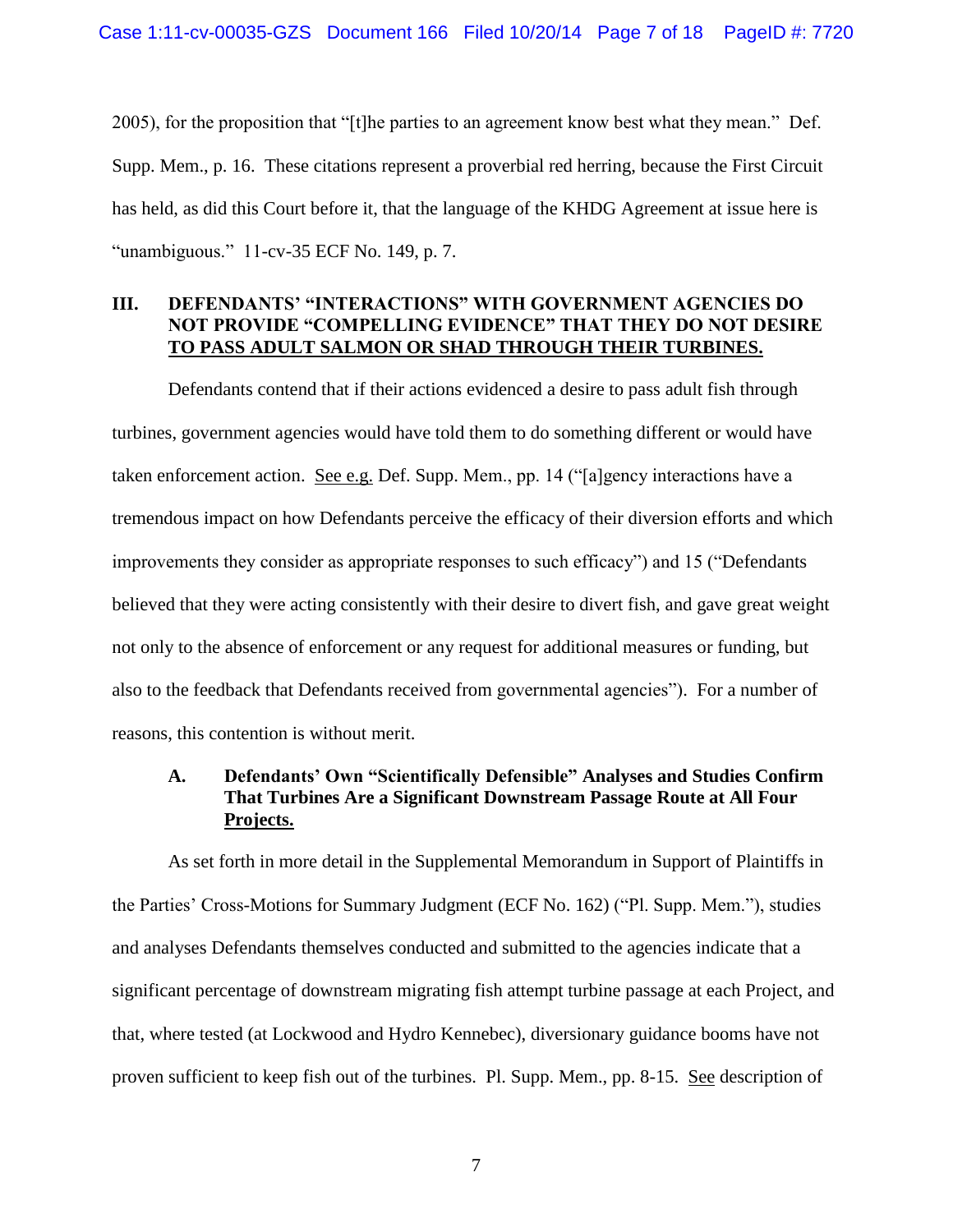2005), for the proposition that "[t]he parties to an agreement know best what they mean." Def. Supp. Mem., p. 16. These citations represent a proverbial red herring, because the First Circuit has held, as did this Court before it, that the language of the KHDG Agreement at issue here is "unambiguous." 11-cv-35 ECF No. 149, p. 7.

## III. DEFENDANTS' "INTERACTIONS" WITH GOVERNMENT AGENCIES DO NOT PROVIDE "COMPELLING EVIDENCE" THAT THEY DO NOT DESIRE TO PASS ADULT SALMON OR SHAD THROUGH THEIR TURBINES.

Defendants contend that if their actions evidenced a desire to pass adult fish through turbines, government agencies would have told them to do something different or would have taken enforcement action. See e.g. Def. Supp. Mem., pp. 14 ("[a]gency interactions have a tremendous impact on how Defendants perceive the efficacy of their diversion efforts and which improvements they consider as appropriate responses to such efficacy") and 15 ("Defendants believed that they were acting consistently with their desire to divert fish, and gave great weight not only to the absence of enforcement or any request for additional measures or funding, but also to the feedback that Defendants received from governmental agencies"). For a number of reasons, this contention is without merit.

### A. Defendants' Own "Scientifically Defensible" Analyses and Studies Confirm That Turbines Are a Significant Downstream Passage Route at All Four Projects.

As set forth in more detail in the Supplemental Memorandum in Support of Plaintiffs in the Parties' Cross-Motions for Summary Judgment (ECF No. 162) ("Pl. Supp. Mem."), studies and analyses Defendants themselves conducted and submitted to the agencies indicate that a significant percentage of downstream migrating fish attempt turbine passage at each Project, and that, where tested (at Lockwood and Hydro Kennebec), diversionary guidance booms have not proven sufficient to keep fish out of the turbines. Pl. Supp. Mem., pp. 8-15. See description of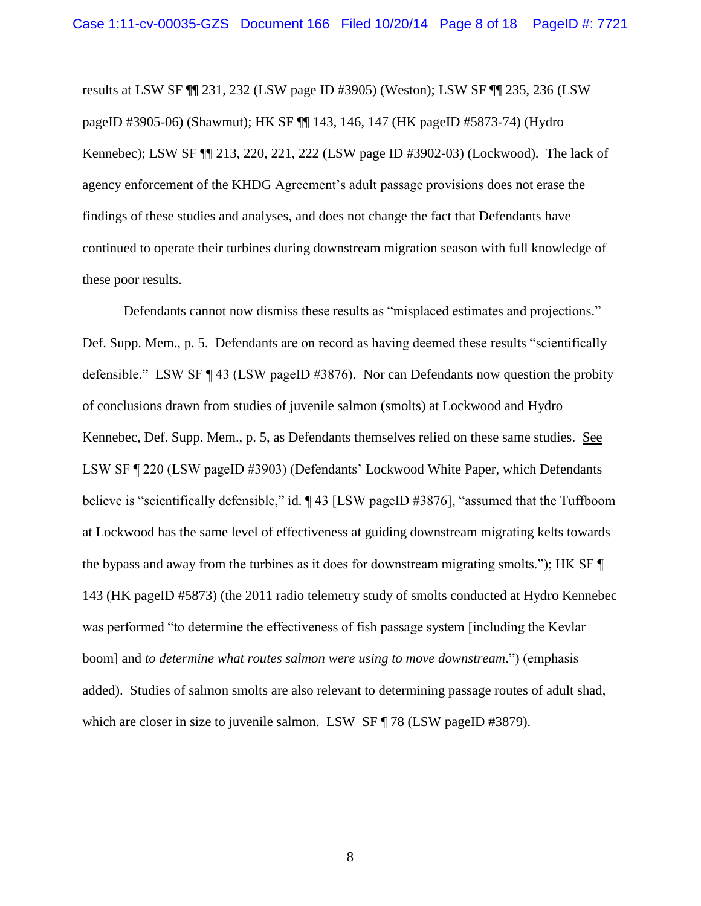results at LSW SF ¶¶ 231, 232 (LSW page ID #3905) (Weston); LSW SF ¶¶ 235, 236 (LSW pageID #3905-06) (Shawmut); HK SF ¶¶ 143, 146, 147 (HK pageID #5873-74) (Hydro Kennebec); LSW SF ¶¶ 213, 220, 221, 222 (LSW page ID #3902-03) (Lockwood). The lack of agency enforcement of the KHDG Agreement's adult passage provisions does not erase the findings of these studies and analyses, and does not change the fact that Defendants have continued to operate their turbines during downstream migration season with full knowledge of these poor results.

Defendants cannot now dismiss these results as "misplaced estimates and projections." Def. Supp. Mem., p. 5. Defendants are on record as having deemed these results "scientifically defensible." LSW SF ¶ 43 (LSW pageID #3876). Nor can Defendants now question the probity of conclusions drawn from studies of juvenile salmon (smolts) at Lockwood and Hydro Kennebec, Def. Supp. Mem., p. 5, as Defendants themselves relied on these same studies. See LSW SF ¶ 220 (LSW pageID #3903) (Defendants' Lockwood White Paper, which Defendants believe is "scientifically defensible," id. ¶ 43 [LSW pageID #3876], "assumed that the Tuffboom at Lockwood has the same level of effectiveness at guiding downstream migrating kelts towards the bypass and away from the turbines as it does for downstream migrating smolts."); HK SF ¶ 143 (HK pageID #5873) (the 2011 radio telemetry study of smolts conducted at Hydro Kennebec was performed "to determine the effectiveness of fish passage system [including the Kevlar boom] and *to determine what routes salmon were using to move downstream*.") (emphasis added). Studies of salmon smolts are also relevant to determining passage routes of adult shad, which are closer in size to juvenile salmon. LSW SF ¶ 78 (LSW pageID #3879).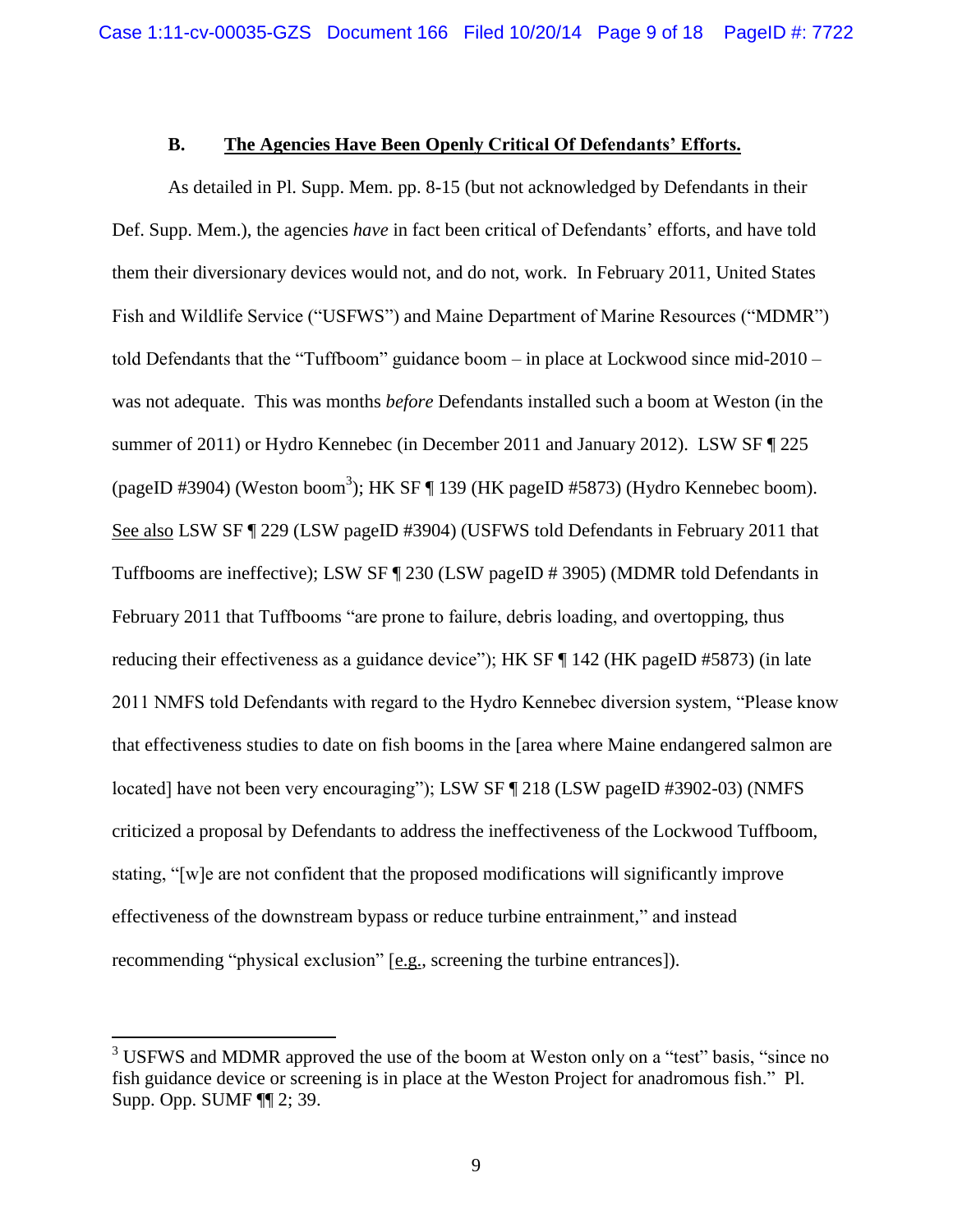### B. The Agencies Have Been Openly Critical Of Defendants' Efforts.

As detailed in Pl. Supp. Mem. pp. 8-15 (but not acknowledged by Defendants in their Def. Supp. Mem.), the agencies *have* in fact been critical of Defendants' efforts, and have told them their diversionary devices would not, and do not, work. In February 2011, United States Fish and Wildlife Service ("USFWS") and Maine Department of Marine Resources ("MDMR") told Defendants that the "Tuffboom" guidance boom – in place at Lockwood since mid-2010 – was not adequate. This was months *before* Defendants installed such a boom at Weston (in the summer of 2011) or Hydro Kennebec (in December 2011 and January 2012). LSW SF ¶ 225 (pageID #3904) (Weston boom[3]); HK SF ¶ 139 (HK pageID #5873) (Hydro Kennebec boom). See also LSW SF ¶ 229 (LSW pageID #3904) (USFWS told Defendants in February 2011 that Tuffbooms are ineffective); LSW SF ¶ 230 (LSW pageID # 3905) (MDMR told Defendants in February 2011 that Tuffbooms "are prone to failure, debris loading, and overtopping, thus reducing their effectiveness as a guidance device"); HK SF ¶ 142 (HK pageID #5873) (in late 2011 NMFS told Defendants with regard to the Hydro Kennebec diversion system, "Please know that effectiveness studies to date on fish booms in the [area where Maine endangered salmon are located] have not been very encouraging"); LSW SF ¶ 218 (LSW pageID #3902-03) (NMFS criticized a proposal by Defendants to address the ineffectiveness of the Lockwood Tuffboom, stating, "[w]e are not confident that the proposed modifications will significantly improve effectiveness of the downstream bypass or reduce turbine entrainment," and instead recommending "physical exclusion" [e.g., screening the turbine entrances]).

[3] USFWS and MDMR approved the use of the boom at Weston only on a "test" basis, "since no fish guidance device or screening is in place at the Weston Project for anadromous fish." Pl. Supp. Opp. SUMF ¶¶ 2; 39.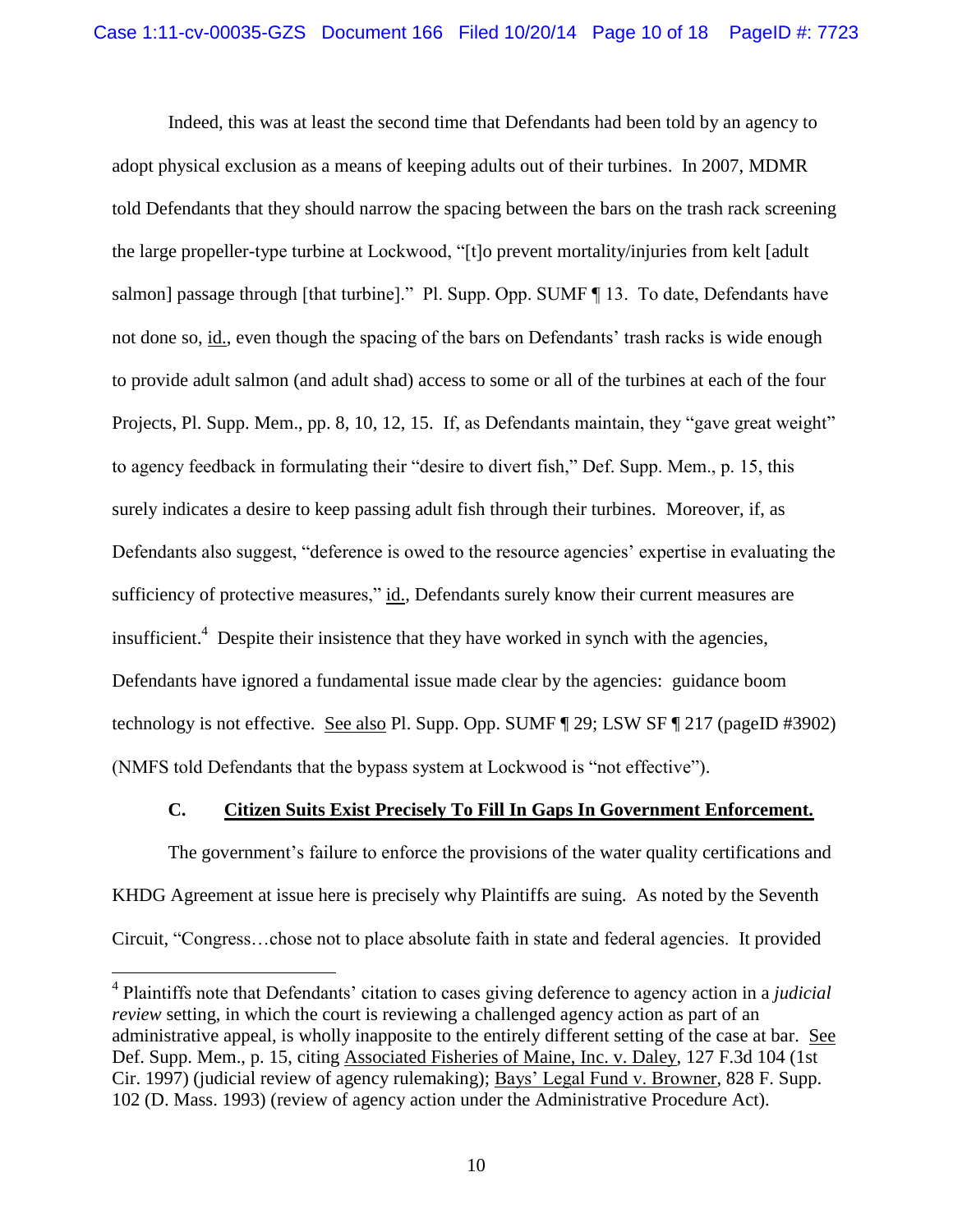Indeed, this was at least the second time that Defendants had been told by an agency to adopt physical exclusion as a means of keeping adults out of their turbines. In 2007, MDMR told Defendants that they should narrow the spacing between the bars on the trash rack screening the large propeller-type turbine at Lockwood, "[t]o prevent mortality/injuries from kelt [adult salmon] passage through [that turbine]." Pl. Supp. Opp. SUMF ¶ 13. To date, Defendants have not done so, id., even though the spacing of the bars on Defendants' trash racks is wide enough to provide adult salmon (and adult shad) access to some or all of the turbines at each of the four Projects, Pl. Supp. Mem., pp. 8, 10, 12, 15. If, as Defendants maintain, they "gave great weight" to agency feedback in formulating their "desire to divert fish," Def. Supp. Mem., p. 15, this surely indicates a desire to keep passing adult fish through their turbines. Moreover, if, as Defendants also suggest, "deference is owed to the resource agencies' expertise in evaluating the sufficiency of protective measures," id., Defendants surely know their current measures are insufficient.[4] Despite their insistence that they have worked in synch with the agencies, Defendants have ignored a fundamental issue made clear by the agencies: guidance boom technology is not effective. See also Pl. Supp. Opp. SUMF ¶ 29; LSW SF ¶ 217 (pageID #3902) (NMFS told Defendants that the bypass system at Lockwood is "not effective").

### C. Citizen Suits Exist Precisely To Fill In Gaps In Government Enforcement.

The government's failure to enforce the provisions of the water quality certifications and KHDG Agreement at issue here is precisely why Plaintiffs are suing. As noted by the Seventh Circuit, "Congress…chose not to place absolute faith in state and federal agencies. It provided

[4] Plaintiffs note that Defendants' citation to cases giving deference to agency action in a *judicial review* setting, in which the court is reviewing a challenged agency action as part of an administrative appeal, is wholly inapposite to the entirely different setting of the case at bar. See Def. Supp. Mem., p. 15, citing Associated Fisheries of Maine, Inc. v. Daley, 127 F.3d 104 (1st Cir. 1997) (judicial review of agency rulemaking); Bays' Legal Fund v. Browner, 828 F. Supp. 102 (D. Mass. 1993) (review of agency action under the Administrative Procedure Act).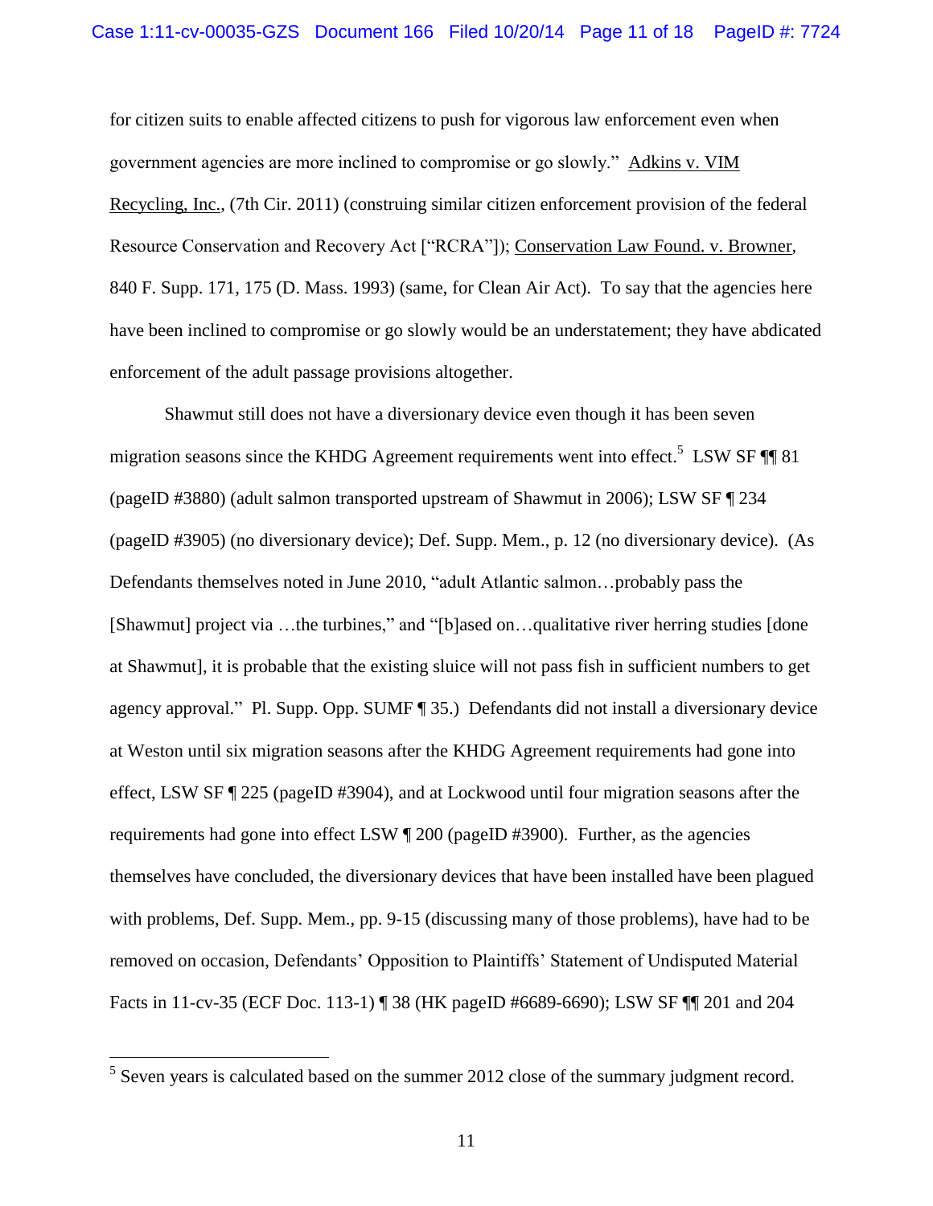for citizen suits to enable affected citizens to push for vigorous law enforcement even when government agencies are more inclined to compromise or go slowly." Adkins v. VIM Recycling, Inc., (7th Cir. 2011) (construing similar citizen enforcement provision of the federal Resource Conservation and Recovery Act ["RCRA"]); Conservation Law Found. v. Browner, 840 F. Supp. 171, 175 (D. Mass. 1993) (same, for Clean Air Act). To say that the agencies here have been inclined to compromise or go slowly would be an understatement; they have abdicated enforcement of the adult passage provisions altogether.

Shawmut still does not have a diversionary device even though it has been seven migration seasons since the KHDG Agreement requirements went into effect.[5] LSW SF ¶¶ 81 (pageID #3880) (adult salmon transported upstream of Shawmut in 2006); LSW SF ¶ 234 (pageID #3905) (no diversionary device); Def. Supp. Mem., p. 12 (no diversionary device). (As Defendants themselves noted in June 2010, "adult Atlantic salmon…probably pass the [Shawmut] project via …the turbines," and "[b]ased on…qualitative river herring studies [done at Shawmut], it is probable that the existing sluice will not pass fish in sufficient numbers to get agency approval." Pl. Supp. Opp. SUMF ¶ 35.) Defendants did not install a diversionary device at Weston until six migration seasons after the KHDG Agreement requirements had gone into effect, LSW SF ¶ 225 (pageID #3904), and at Lockwood until four migration seasons after the requirements had gone into effect LSW ¶ 200 (pageID #3900). Further, as the agencies themselves have concluded, the diversionary devices that have been installed have been plagued with problems, Def. Supp. Mem., pp. 9-15 (discussing many of those problems), have had to be removed on occasion, Defendants' Opposition to Plaintiffs' Statement of Undisputed Material Facts in 11-cv-35 (ECF Doc. 113-1) ¶ 38 (HK pageID #6689-6690); LSW SF ¶¶ 201 and 204

---

[5] Seven years is calculated based on the summer 2012 close of the summary judgment record.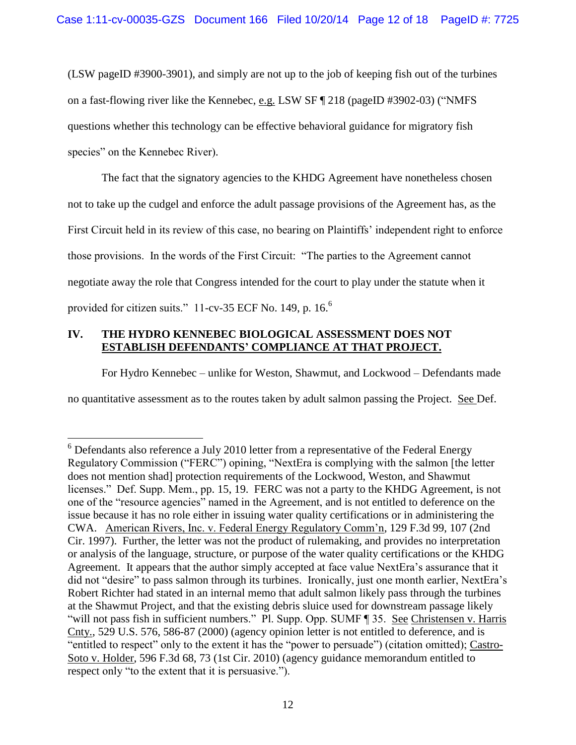(LSW pageID #3900-3901), and simply are not up to the job of keeping fish out of the turbines on a fast-flowing river like the Kennebec, e.g. LSW SF ¶ 218 (pageID #3902-03) ("NMFS questions whether this technology can be effective behavioral guidance for migratory fish species" on the Kennebec River).

The fact that the signatory agencies to the KHDG Agreement have nonetheless chosen not to take up the cudgel and enforce the adult passage provisions of the Agreement has, as the First Circuit held in its review of this case, no bearing on Plaintiffs' independent right to enforce those provisions. In the words of the First Circuit: "The parties to the Agreement cannot negotiate away the role that Congress intended for the court to play under the statute when it provided for citizen suits." 11-cv-35 ECF No. 149, p. 16.[6]

## IV. THE HYDRO KENNEBEC BIOLOGICAL ASSESSMENT DOES NOT ESTABLISH DEFENDANTS' COMPLIANCE AT THAT PROJECT.

For Hydro Kennebec – unlike for Weston, Shawmut, and Lockwood – Defendants made no quantitative assessment as to the routes taken by adult salmon passing the Project. See Def.

---

[6] Defendants also reference a July 2010 letter from a representative of the Federal Energy Regulatory Commission ("FERC") opining, "NextEra is complying with the salmon [the letter does not mention shad] protection requirements of the Lockwood, Weston, and Shawmut licenses." Def. Supp. Mem., pp. 15, 19. FERC was not a party to the KHDG Agreement, is not one of the "resource agencies" named in the Agreement, and is not entitled to deference on the issue because it has no role either in issuing water quality certifications or in administering the CWA. American Rivers, Inc. v. Federal Energy Regulatory Comm'n, 129 F.3d 99, 107 (2nd Cir. 1997). Further, the letter was not the product of rulemaking, and provides no interpretation or analysis of the language, structure, or purpose of the water quality certifications or the KHDG Agreement. It appears that the author simply accepted at face value NextEra's assurance that it did not "desire" to pass salmon through its turbines. Ironically, just one month earlier, NextEra's Robert Richter had stated in an internal memo that adult salmon likely pass through the turbines at the Shawmut Project, and that the existing debris sluice used for downstream passage likely "will not pass fish in sufficient numbers." Pl. Supp. Opp. SUMF ¶ 35. See Christensen v. Harris Cnty., 529 U.S. 576, 586-87 (2000) (agency opinion letter is not entitled to deference, and is "entitled to respect" only to the extent it has the "power to persuade") (citation omitted); Castro-Soto v. Holder, 596 F.3d 68, 73 (1st Cir. 2010) (agency guidance memorandum entitled to respect only "to the extent that it is persuasive.").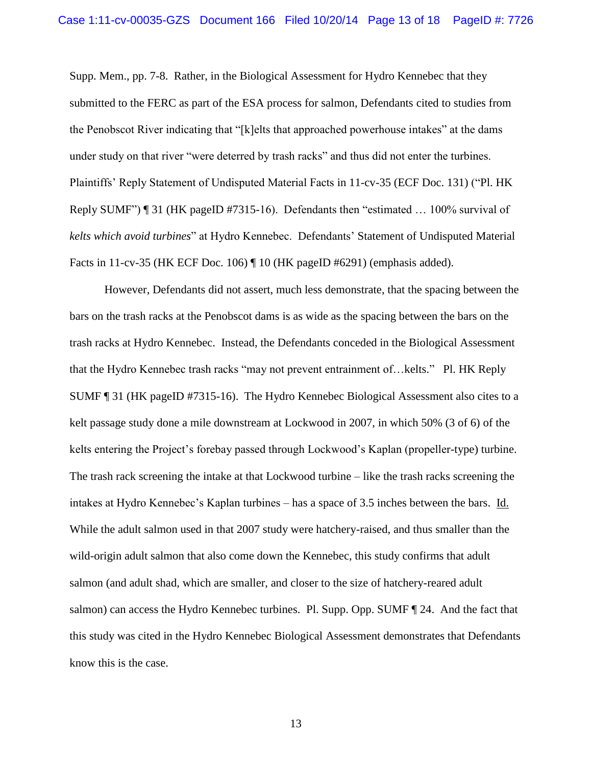Supp. Mem., pp. 7-8. Rather, in the Biological Assessment for Hydro Kennebec that they submitted to the FERC as part of the ESA process for salmon, Defendants cited to studies from the Penobscot River indicating that "[k]elts that approached powerhouse intakes" at the dams under study on that river "were deterred by trash racks" and thus did not enter the turbines. Plaintiffs' Reply Statement of Undisputed Material Facts in 11-cv-35 (ECF Doc. 131) ("Pl. HK Reply SUMF") ¶ 31 (HK pageID #7315-16). Defendants then "estimated … 100% survival of *kelts which avoid turbines*" at Hydro Kennebec. Defendants' Statement of Undisputed Material Facts in 11-cv-35 (HK ECF Doc. 106) ¶ 10 (HK pageID #6291) (emphasis added).

However, Defendants did not assert, much less demonstrate, that the spacing between the bars on the trash racks at the Penobscot dams is as wide as the spacing between the bars on the trash racks at Hydro Kennebec. Instead, the Defendants conceded in the Biological Assessment that the Hydro Kennebec trash racks "may not prevent entrainment of…kelts." Pl. HK Reply SUMF ¶ 31 (HK pageID #7315-16). The Hydro Kennebec Biological Assessment also cites to a kelt passage study done a mile downstream at Lockwood in 2007, in which 50% (3 of 6) of the kelts entering the Project's forebay passed through Lockwood's Kaplan (propeller-type) turbine. The trash rack screening the intake at that Lockwood turbine – like the trash racks screening the intakes at Hydro Kennebec's Kaplan turbines – has a space of 3.5 inches between the bars. Id. While the adult salmon used in that 2007 study were hatchery-raised, and thus smaller than the wild-origin adult salmon that also come down the Kennebec, this study confirms that adult salmon (and adult shad, which are smaller, and closer to the size of hatchery-reared adult salmon) can access the Hydro Kennebec turbines. Pl. Supp. Opp. SUMF ¶ 24. And the fact that this study was cited in the Hydro Kennebec Biological Assessment demonstrates that Defendants know this is the case.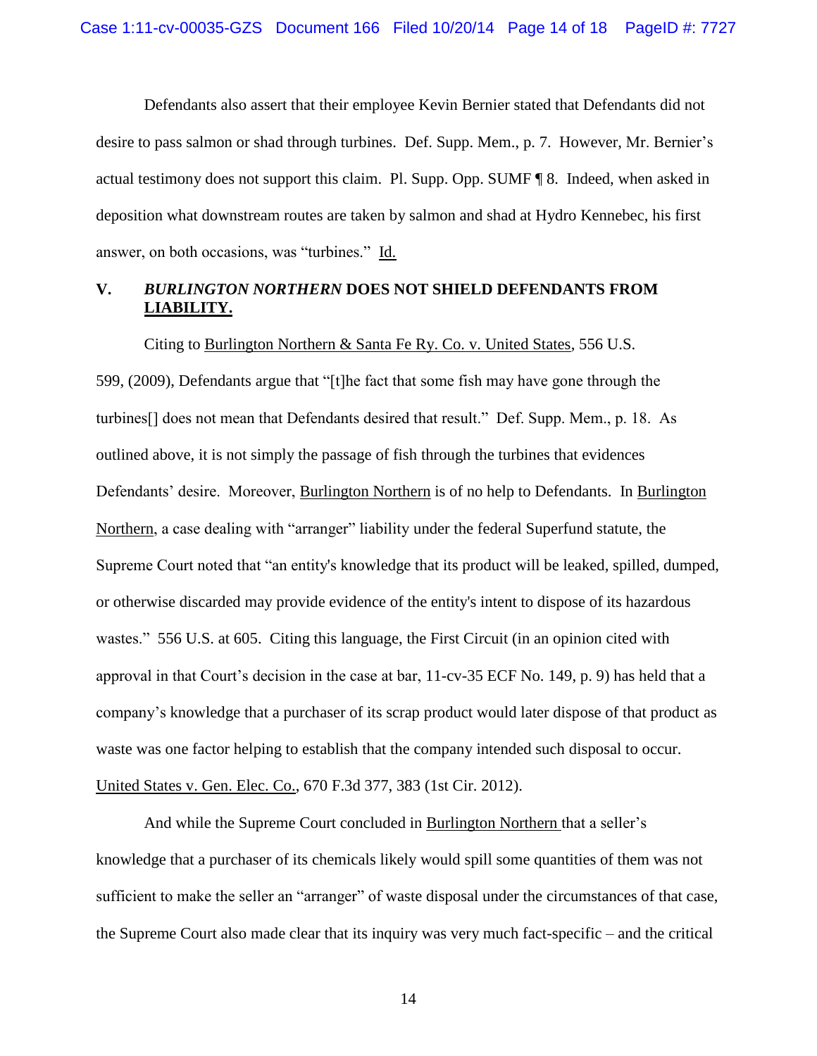Defendants also assert that their employee Kevin Bernier stated that Defendants did not desire to pass salmon or shad through turbines. Def. Supp. Mem., p. 7. However, Mr. Bernier's actual testimony does not support this claim. Pl. Supp. Opp. SUMF ¶ 8. Indeed, when asked in deposition what downstream routes are taken by salmon and shad at Hydro Kennebec, his first answer, on both occasions, was "turbines." Id.

## V. *BURLINGTON NORTHERN* DOES NOT SHIELD DEFENDANTS FROM LIABILITY.

Citing to Burlington Northern & Santa Fe Ry. Co. v. United States, 556 U.S. 599, (2009), Defendants argue that "[t]he fact that some fish may have gone through the turbines[] does not mean that Defendants desired that result." Def. Supp. Mem., p. 18. As outlined above, it is not simply the passage of fish through the turbines that evidences Defendants' desire. Moreover, Burlington Northern is of no help to Defendants. In Burlington Northern, a case dealing with "arranger" liability under the federal Superfund statute, the Supreme Court noted that "an entity's knowledge that its product will be leaked, spilled, dumped, or otherwise discarded may provide evidence of the entity's intent to dispose of its hazardous wastes." 556 U.S. at 605. Citing this language, the First Circuit (in an opinion cited with approval in that Court's decision in the case at bar, 11-cv-35 ECF No. 149, p. 9) has held that a company's knowledge that a purchaser of its scrap product would later dispose of that product as waste was one factor helping to establish that the company intended such disposal to occur. United States v. Gen. Elec. Co., 670 F.3d 377, 383 (1st Cir. 2012).

And while the Supreme Court concluded in Burlington Northern that a seller's knowledge that a purchaser of its chemicals likely would spill some quantities of them was not sufficient to make the seller an "arranger" of waste disposal under the circumstances of that case, the Supreme Court also made clear that its inquiry was very much fact-specific – and the critical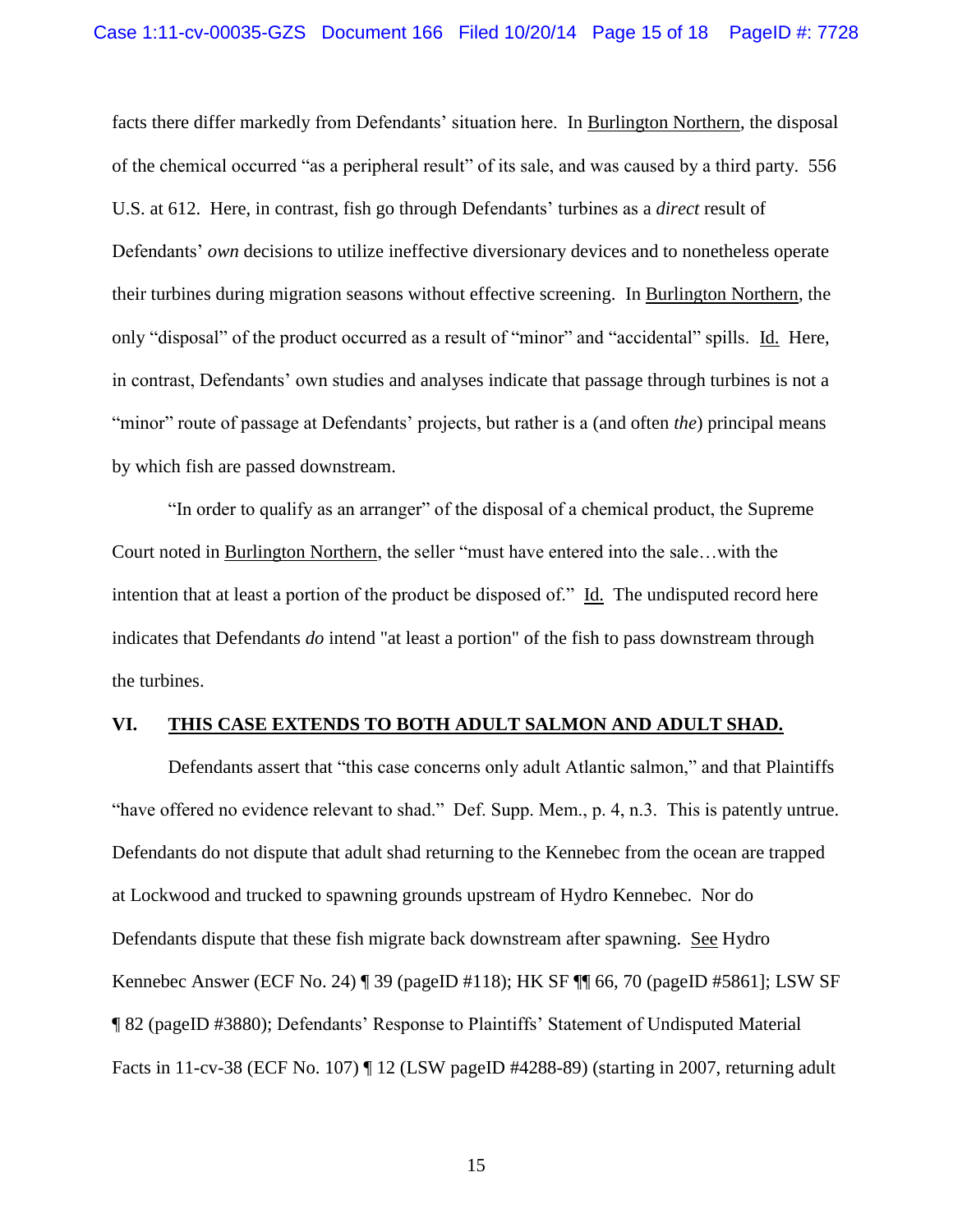facts there differ markedly from Defendants' situation here. In Burlington Northern, the disposal of the chemical occurred "as a peripheral result" of its sale, and was caused by a third party. 556 U.S. at 612. Here, in contrast, fish go through Defendants' turbines as a *direct* result of Defendants' *own* decisions to utilize ineffective diversionary devices and to nonetheless operate their turbines during migration seasons without effective screening. In Burlington Northern, the only "disposal" of the product occurred as a result of "minor" and "accidental" spills. Id. Here, in contrast, Defendants' own studies and analyses indicate that passage through turbines is not a "minor" route of passage at Defendants' projects, but rather is a (and often *the*) principal means by which fish are passed downstream.

"In order to qualify as an arranger" of the disposal of a chemical product, the Supreme Court noted in Burlington Northern, the seller "must have entered into the sale…with the intention that at least a portion of the product be disposed of." Id. The undisputed record here indicates that Defendants *do* intend "at least a portion" of the fish to pass downstream through the turbines.

## VI. THIS CASE EXTENDS TO BOTH ADULT SALMON AND ADULT SHAD.

Defendants assert that "this case concerns only adult Atlantic salmon," and that Plaintiffs "have offered no evidence relevant to shad." Def. Supp. Mem., p. 4, n.3. This is patently untrue. Defendants do not dispute that adult shad returning to the Kennebec from the ocean are trapped at Lockwood and trucked to spawning grounds upstream of Hydro Kennebec. Nor do Defendants dispute that these fish migrate back downstream after spawning. See Hydro Kennebec Answer (ECF No. 24) ¶ 39 (pageID #118); HK SF ¶¶ 66, 70 (pageID #5861]; LSW SF ¶ 82 (pageID #3880); Defendants' Response to Plaintiffs' Statement of Undisputed Material Facts in 11-cv-38 (ECF No. 107) ¶ 12 (LSW pageID #4288-89) (starting in 2007, returning adult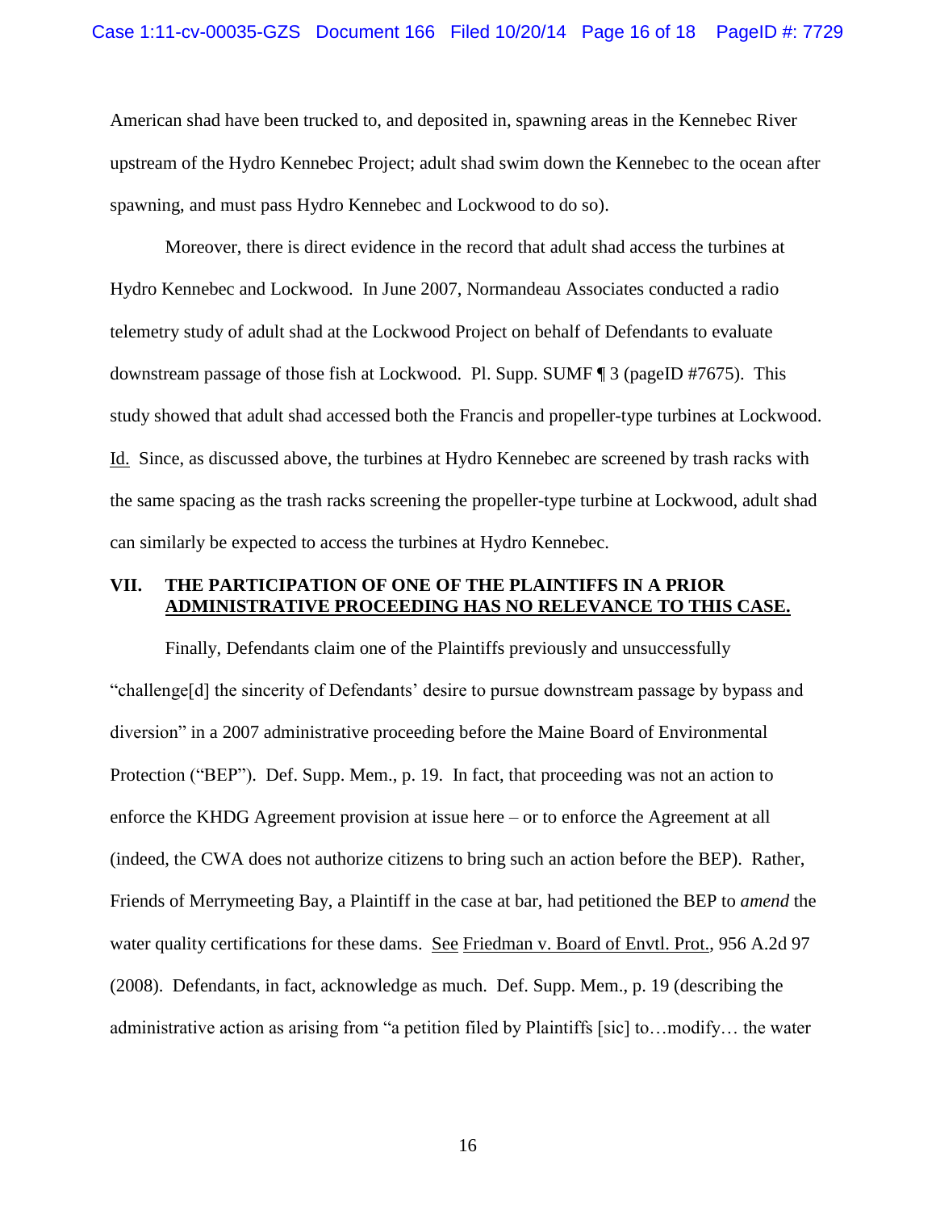American shad have been trucked to, and deposited in, spawning areas in the Kennebec River upstream of the Hydro Kennebec Project; adult shad swim down the Kennebec to the ocean after spawning, and must pass Hydro Kennebec and Lockwood to do so).

Moreover, there is direct evidence in the record that adult shad access the turbines at Hydro Kennebec and Lockwood. In June 2007, Normandeau Associates conducted a radio telemetry study of adult shad at the Lockwood Project on behalf of Defendants to evaluate downstream passage of those fish at Lockwood. Pl. Supp. SUMF ¶ 3 (pageID #7675). This study showed that adult shad accessed both the Francis and propeller-type turbines at Lockwood. Id. Since, as discussed above, the turbines at Hydro Kennebec are screened by trash racks with the same spacing as the trash racks screening the propeller-type turbine at Lockwood, adult shad can similarly be expected to access the turbines at Hydro Kennebec.

## VII. THE PARTICIPATION OF ONE OF THE PLAINTIFFS IN A PRIOR ADMINISTRATIVE PROCEEDING HAS NO RELEVANCE TO THIS CASE.

Finally, Defendants claim one of the Plaintiffs previously and unsuccessfully "challenge[d] the sincerity of Defendants' desire to pursue downstream passage by bypass and diversion" in a 2007 administrative proceeding before the Maine Board of Environmental Protection ("BEP"). Def. Supp. Mem., p. 19. In fact, that proceeding was not an action to enforce the KHDG Agreement provision at issue here – or to enforce the Agreement at all (indeed, the CWA does not authorize citizens to bring such an action before the BEP). Rather, Friends of Merrymeeting Bay, a Plaintiff in the case at bar, had petitioned the BEP to *amend* the water quality certifications for these dams. See Friedman v. Board of Envtl. Prot., 956 A.2d 97 (2008). Defendants, in fact, acknowledge as much. Def. Supp. Mem., p. 19 (describing the administrative action as arising from "a petition filed by Plaintiffs [sic] to…modify… the water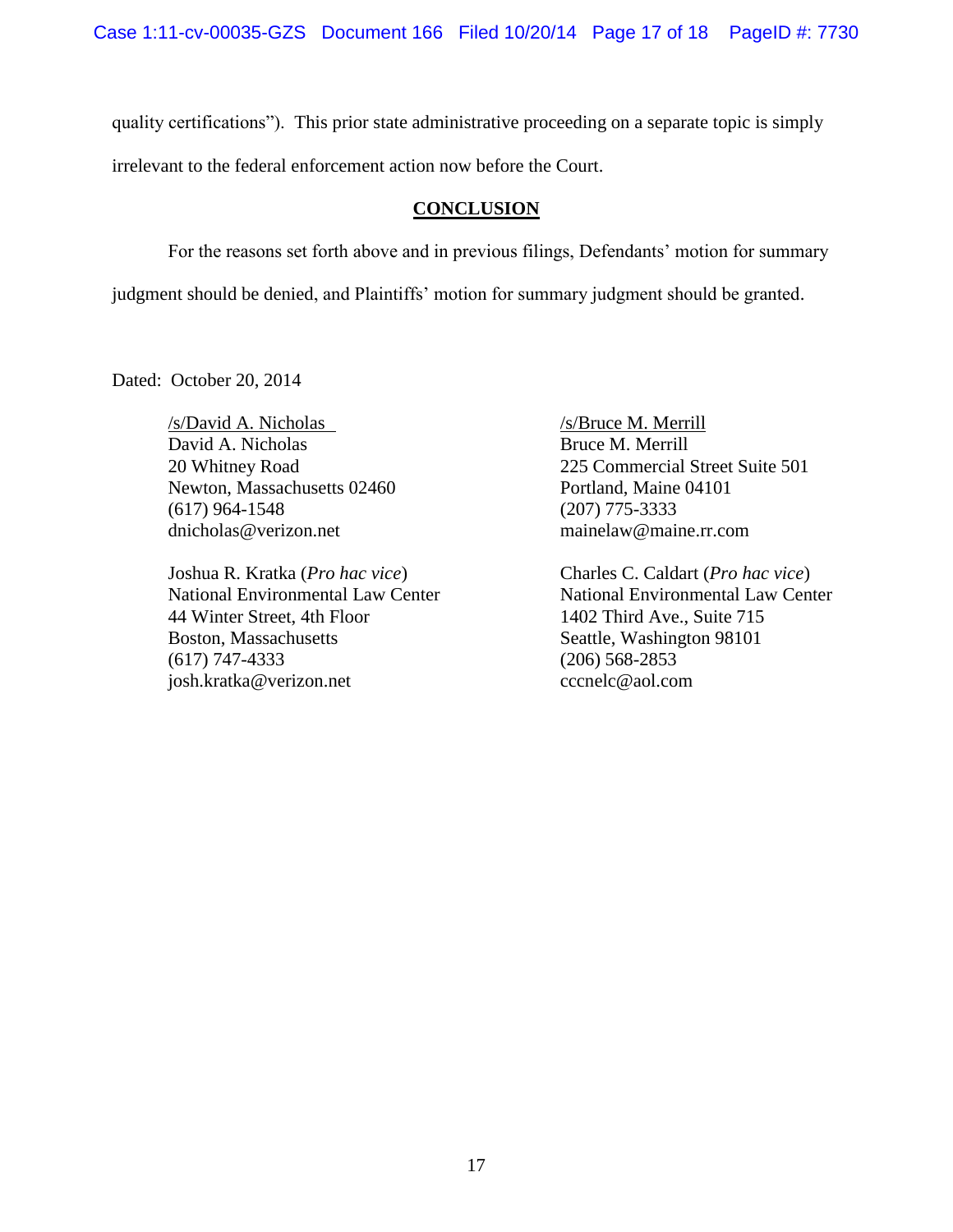quality certifications"). This prior state administrative proceeding on a separate topic is simply irrelevant to the federal enforcement action now before the Court.

## CONCLUSION

For the reasons set forth above and in previous filings, Defendants' motion for summary judgment should be denied, and Plaintiffs' motion for summary judgment should be granted.

Dated: October 20, 2014

/s/David A. Nicholas
David A. Nicholas
20 Whitney Road
Newton, Massachusetts 02460
(617) 964-1548
dnicholas@verizon.net

/s/Bruce M. Merrill
Bruce M. Merrill
225 Commercial Street Suite 501
Portland, Maine 04101
(207) 775-3333
mainelaw@maine.rr.com

Joshua R. Kratka (*Pro hac vice*)
National Environmental Law Center
44 Winter Street, 4th Floor
Boston, Massachusetts
(617) 747-4333
josh.kratka@verizon.net

Charles C. Caldart (*Pro hac vice*)
National Environmental Law Center
1402 Third Ave., Suite 715
Seattle, Washington 98101
(206) 568-2853
cccnelc@aol.com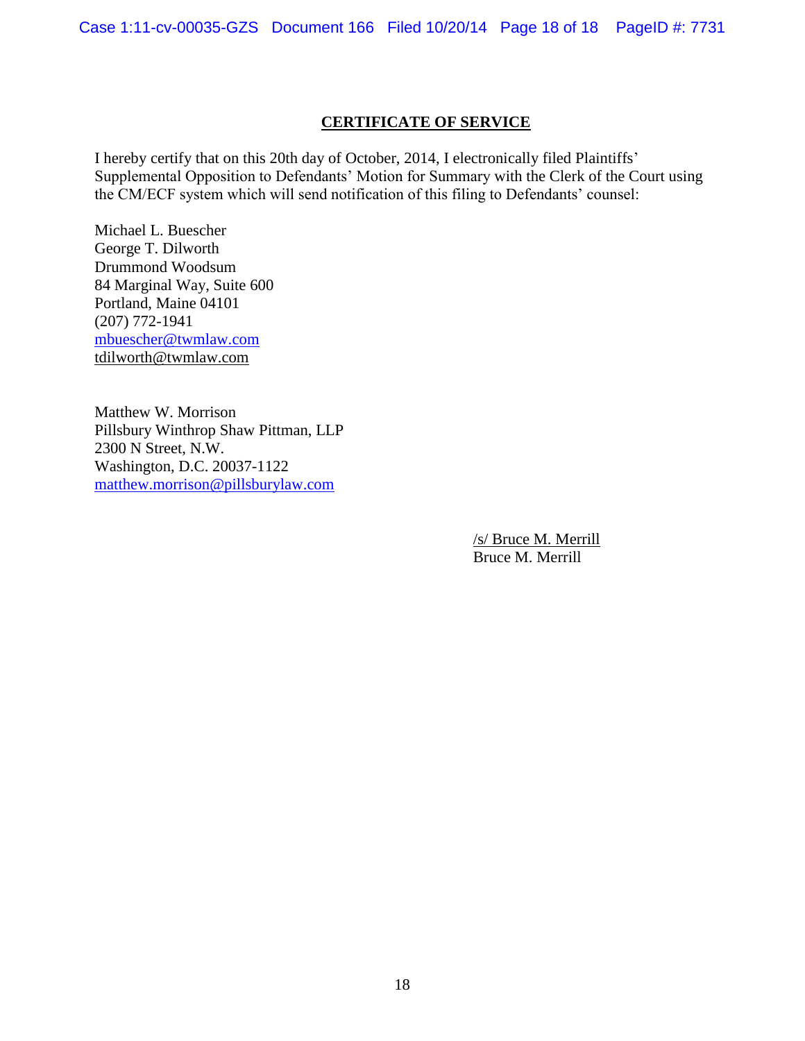**CERTIFICATE OF SERVICE**

I hereby certify that on this 20th day of October, 2014, I electronically filed Plaintiffs' Supplemental Opposition to Defendants' Motion for Summary with the Clerk of the Court using the CM/ECF system which will send notification of this filing to Defendants' counsel:

Michael L. Buescher  
George T. Dilworth  
Drummond Woodsum  
84 Marginal Way, Suite 600  
Portland, Maine 04101  
(207) 772-1941  
mbuescher@twmlaw.com  
tdilworth@twmlaw.com

Matthew W. Morrison  
Pillsbury Winthrop Shaw Pittman, LLP  
2300 N Street, N.W.  
Washington, D.C. 20037-1122  
matthew.morrison@pillsburylaw.com

/s/ Bruce M. Merrill  
Bruce M. Merrill